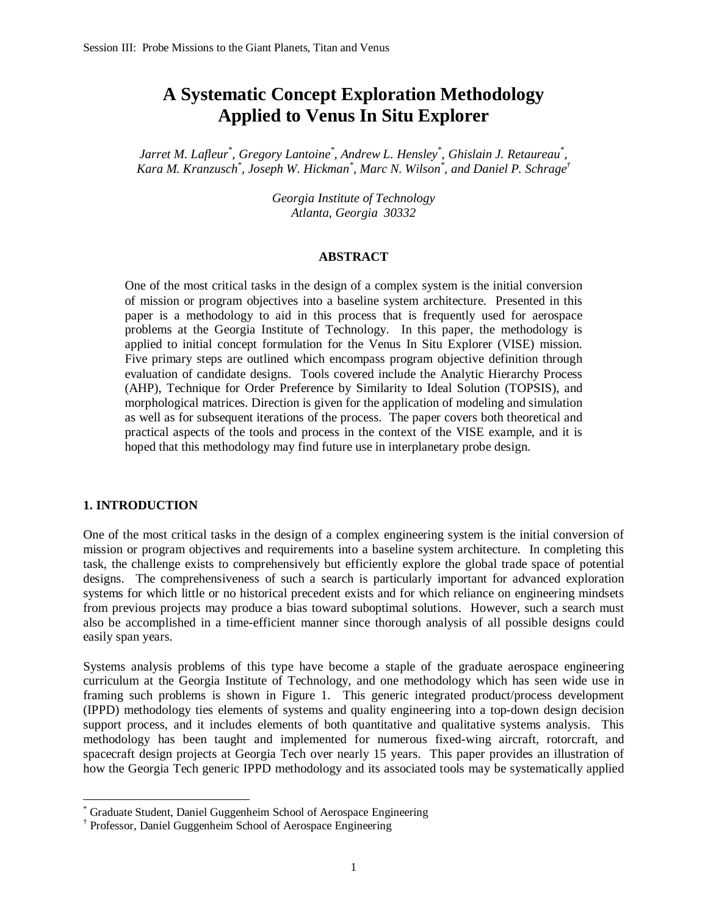# A Systematic Concept Exploration Methodology Applied to Venus In Situ Explorer

*Jarret M. Lafleur[\*], Gregory Lantoine[\*], Andrew L. Hensley[\*], Ghislain J. Retaureau[\*], Kara M. Kranzusch[\*], Joseph W. Hickman[\*], Marc N. Wilson[\*], and Daniel P. Schrage[†]*

*Georgia Institute of Technology*
*Atlanta, Georgia 30332*

## ABSTRACT

One of the most critical tasks in the design of a complex system is the initial conversion of mission or program objectives into a baseline system architecture. Presented in this paper is a methodology to aid in this process that is frequently used for aerospace problems at the Georgia Institute of Technology. In this paper, the methodology is applied to initial concept formulation for the Venus In Situ Explorer (VISE) mission. Five primary steps are outlined which encompass program objective definition through evaluation of candidate designs. Tools covered include the Analytic Hierarchy Process (AHP), Technique for Order Preference by Similarity to Ideal Solution (TOPSIS), and morphological matrices. Direction is given for the application of modeling and simulation as well as for subsequent iterations of the process. The paper covers both theoretical and practical aspects of the tools and process in the context of the VISE example, and it is hoped that this methodology may find future use in interplanetary probe design.

## 1. INTRODUCTION

One of the most critical tasks in the design of a complex engineering system is the initial conversion of mission or program objectives and requirements into a baseline system architecture. In completing this task, the challenge exists to comprehensively but efficiently explore the global trade space of potential designs. The comprehensiveness of such a search is particularly important for advanced exploration systems for which little or no historical precedent exists and for which reliance on engineering mindsets from previous projects may produce a bias toward suboptimal solutions. However, such a search must also be accomplished in a time-efficient manner since thorough analysis of all possible designs could easily span years.

Systems analysis problems of this type have become a staple of the graduate aerospace engineering curriculum at the Georgia Institute of Technology, and one methodology which has seen wide use in framing such problems is shown in Figure 1. This generic integrated product/process development (IPPD) methodology ties elements of systems and quality engineering into a top-down design decision support process, and it includes elements of both quantitative and qualitative systems analysis. This methodology has been taught and implemented for numerous fixed-wing aircraft, rotorcraft, and spacecraft design projects at Georgia Tech over nearly 15 years. This paper provides an illustration of how the Georgia Tech generic IPPD methodology and its associated tools may be systematically applied

---

[\*] Graduate Student, Daniel Guggenheim School of Aerospace Engineering
[†] Professor, Daniel Guggenheim School of Aerospace Engineering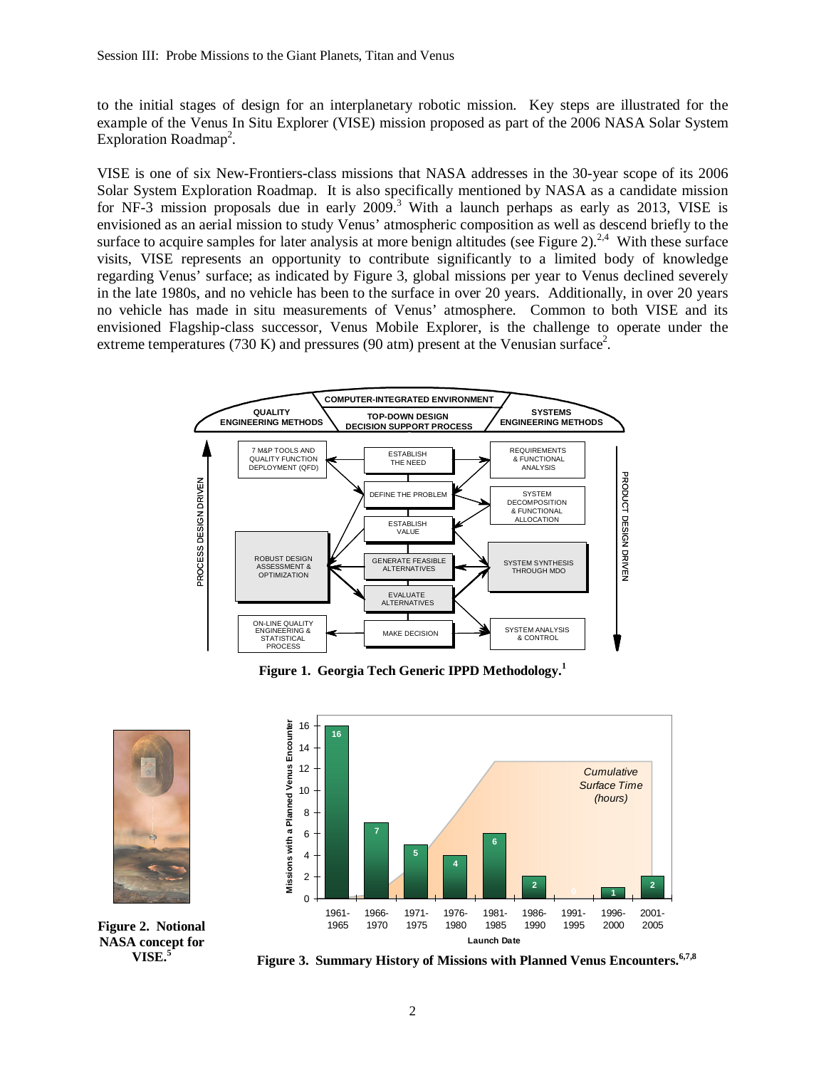to the initial stages of design for an interplanetary robotic mission. Key steps are illustrated for the example of the Venus In Situ Explorer (VISE) mission proposed as part of the 2006 NASA Solar System Exploration Roadmap[2].

VISE is one of six New-Frontiers-class missions that NASA addresses in the 30-year scope of its 2006 Solar System Exploration Roadmap. It is also specifically mentioned by NASA as a candidate mission for NF-3 mission proposals due in early 2009.[3] With a launch perhaps as early as 2013, VISE is envisioned as an aerial mission to study Venus' atmospheric composition as well as descend briefly to the surface to acquire samples for later analysis at more benign altitudes (see Figure 2).[2,4] With these surface visits, VISE represents an opportunity to contribute significantly to a limited body of knowledge regarding Venus' surface; as indicated by Figure 3, global missions per year to Venus declined severely in the late 1980s, and no vehicle has been to the surface in over 20 years. Additionally, in over 20 years no vehicle has made in situ measurements of Venus' atmosphere. Common to both VISE and its envisioned Flagship-class successor, Venus Mobile Explorer, is the challenge to operate under the extreme temperatures (730 K) and pressures (90 atm) present at the Venusian surface[2].

**Figure 1. Georgia Tech Generic IPPD Methodology.[1]**

**Figure 2. Notional NASA concept for VISE.[5]**

**Figure 3. Summary History of Missions with Planned Venus Encounters.[6,7,8]**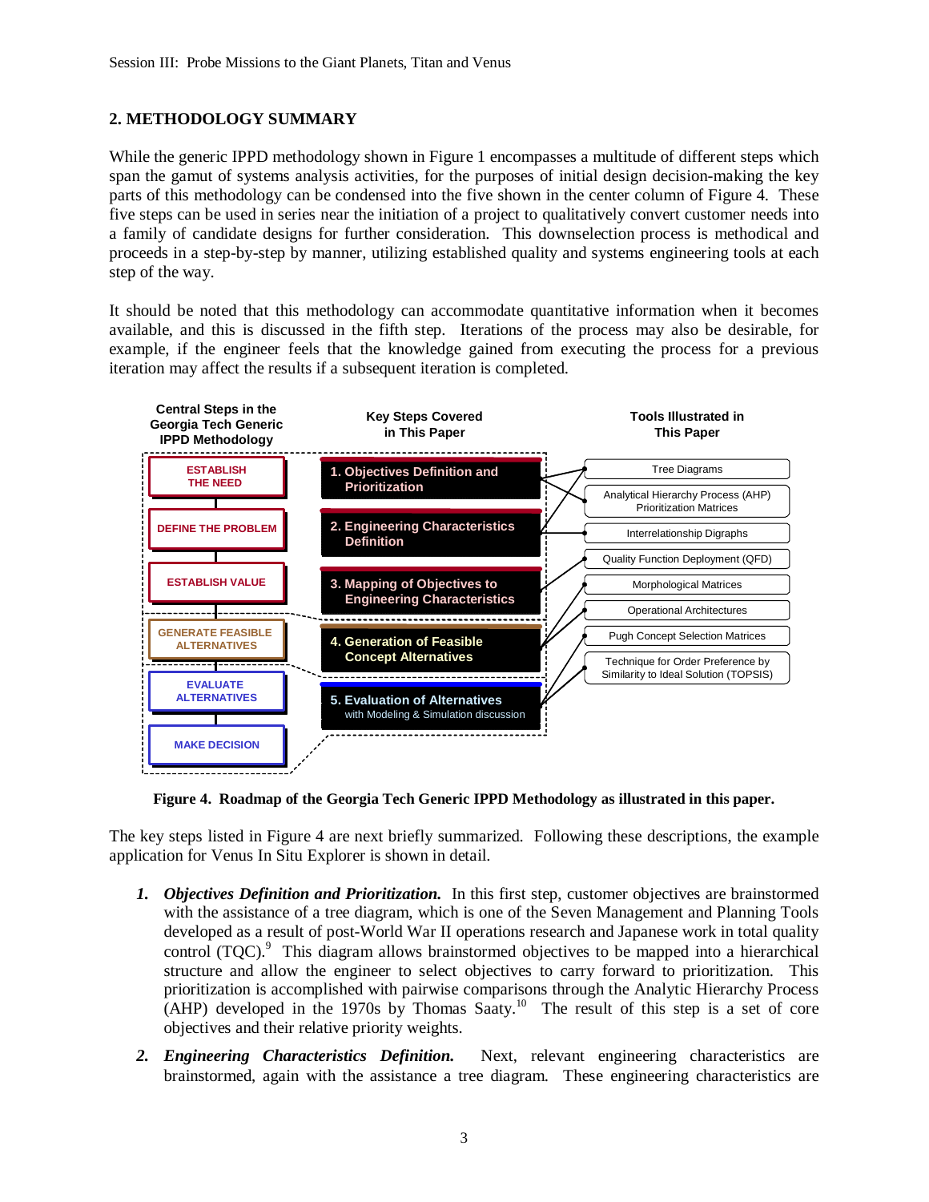## 2. METHODOLOGY SUMMARY

While the generic IPPD methodology shown in Figure 1 encompasses a multitude of different steps which span the gamut of systems analysis activities, for the purposes of initial design decision-making the key parts of this methodology can be condensed into the five shown in the center column of Figure 4. These five steps can be used in series near the initiation of a project to qualitatively convert customer needs into a family of candidate designs for further consideration. This downselection process is methodical and proceeds in a step-by-step by manner, utilizing established quality and systems engineering tools at each step of the way.

It should be noted that this methodology can accommodate quantitative information when it becomes available, and this is discussed in the fifth step. Iterations of the process may also be desirable, for example, if the engineer feels that the knowledge gained from executing the process for a previous iteration may affect the results if a subsequent iteration is completed.

| Central Steps in the Georgia Tech Generic IPPD Methodology | Key Steps Covered in This Paper | Tools Illustrated in This Paper |
|---|---|---|
| ESTABLISH THE NEED | 1. Objectives Definition and Prioritization | Tree Diagrams |
| DEFINE THE PROBLEM | 2. Engineering Characteristics Definition | Analytical Hierarchy Process (AHP) Prioritization Matrices |
| ESTABLISH VALUE | 3. Mapping of Objectives to Engineering Characteristics | Interrelationship Digraphs |
| GENERATE FEASIBLE ALTERNATIVES | 4. Generation of Feasible Concept Alternatives | Quality Function Deployment (QFD) |
| EVALUATE ALTERNATIVES | 5. Evaluation of Alternatives with Modeling & Simulation discussion | Morphological Matrices |
| MAKE DECISION | | Operational Architectures |
| | | Pugh Concept Selection Matrices |
| | | Technique for Order Preference by Similarity to Ideal Solution (TOPSIS) |

**Figure 4. Roadmap of the Georgia Tech Generic IPPD Methodology as illustrated in this paper.**

The key steps listed in Figure 4 are next briefly summarized. Following these descriptions, the example application for Venus In Situ Explorer is shown in detail.

1. ***Objectives Definition and Prioritization.*** In this first step, customer objectives are brainstormed with the assistance of a tree diagram, which is one of the Seven Management and Planning Tools developed as a result of post-World War II operations research and Japanese work in total quality control (TQC).[9] This diagram allows brainstormed objectives to be mapped into a hierarchical structure and allow the engineer to select objectives to carry forward to prioritization. This prioritization is accomplished with pairwise comparisons through the Analytic Hierarchy Process (AHP) developed in the 1970s by Thomas Saaty.[10] The result of this step is a set of core objectives and their relative priority weights.

2. ***Engineering Characteristics Definition.*** Next, relevant engineering characteristics are brainstormed, again with the assistance a tree diagram. These engineering characteristics are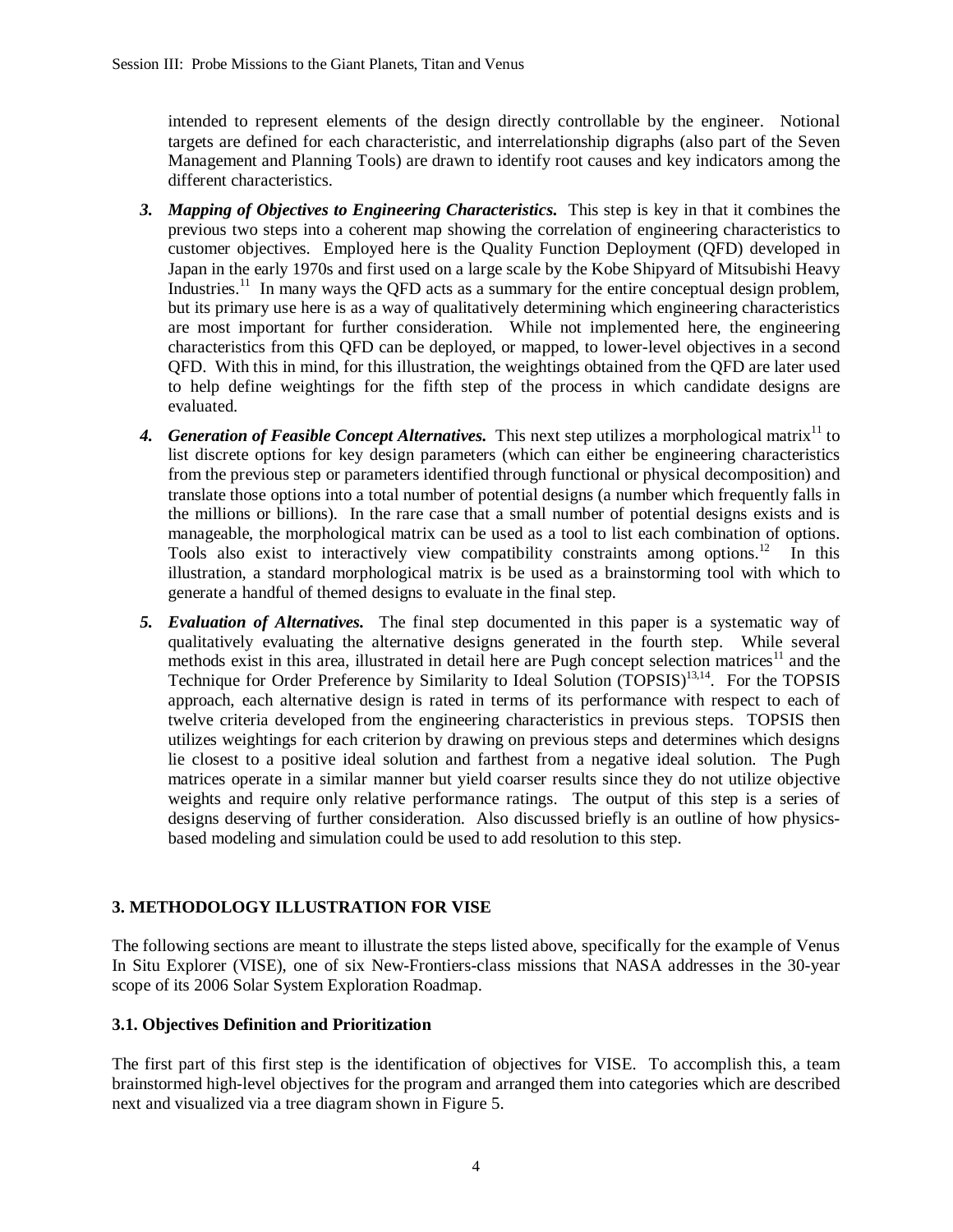intended to represent elements of the design directly controllable by the engineer. Notional targets are defined for each characteristic, and interrelationship digraphs (also part of the Seven Management and Planning Tools) are drawn to identify root causes and key indicators among the different characteristics.

3. ***Mapping of Objectives to Engineering Characteristics.*** This step is key in that it combines the previous two steps into a coherent map showing the correlation of engineering characteristics to customer objectives. Employed here is the Quality Function Deployment (QFD) developed in Japan in the early 1970s and first used on a large scale by the Kobe Shipyard of Mitsubishi Heavy Industries.[11] In many ways the QFD acts as a summary for the entire conceptual design problem, but its primary use here is as a way of qualitatively determining which engineering characteristics are most important for further consideration. While not implemented here, the engineering characteristics from this QFD can be deployed, or mapped, to lower-level objectives in a second QFD. With this in mind, for this illustration, the weightings obtained from the QFD are later used to help define weightings for the fifth step of the process in which candidate designs are evaluated.

4. ***Generation of Feasible Concept Alternatives.*** This next step utilizes a morphological matrix[11] to list discrete options for key design parameters (which can either be engineering characteristics from the previous step or parameters identified through functional or physical decomposition) and translate those options into a total number of potential designs (a number which frequently falls in the millions or billions). In the rare case that a small number of potential designs exists and is manageable, the morphological matrix can be used as a tool to list each combination of options. Tools also exist to interactively view compatibility constraints among options.[12] In this illustration, a standard morphological matrix is be used as a brainstorming tool with which to generate a handful of themed designs to evaluate in the final step.

5. ***Evaluation of Alternatives.*** The final step documented in this paper is a systematic way of qualitatively evaluating the alternative designs generated in the fourth step. While several methods exist in this area, illustrated in detail here are Pugh concept selection matrices[11] and the Technique for Order Preference by Similarity to Ideal Solution (TOPSIS)[13,14]. For the TOPSIS approach, each alternative design is rated in terms of its performance with respect to each of twelve criteria developed from the engineering characteristics in previous steps. TOPSIS then utilizes weightings for each criterion by drawing on previous steps and determines which designs lie closest to a positive ideal solution and farthest from a negative ideal solution. The Pugh matrices operate in a similar manner but yield coarser results since they do not utilize objective weights and require only relative performance ratings. The output of this step is a series of designs deserving of further consideration. Also discussed briefly is an outline of how physics-based modeling and simulation could be used to add resolution to this step.

## 3. METHODOLOGY ILLUSTRATION FOR VISE

The following sections are meant to illustrate the steps listed above, specifically for the example of Venus In Situ Explorer (VISE), one of six New-Frontiers-class missions that NASA addresses in the 30-year scope of its 2006 Solar System Exploration Roadmap.

### 3.1. Objectives Definition and Prioritization

The first part of this first step is the identification of objectives for VISE. To accomplish this, a team brainstormed high-level objectives for the program and arranged them into categories which are described next and visualized via a tree diagram shown in Figure 5.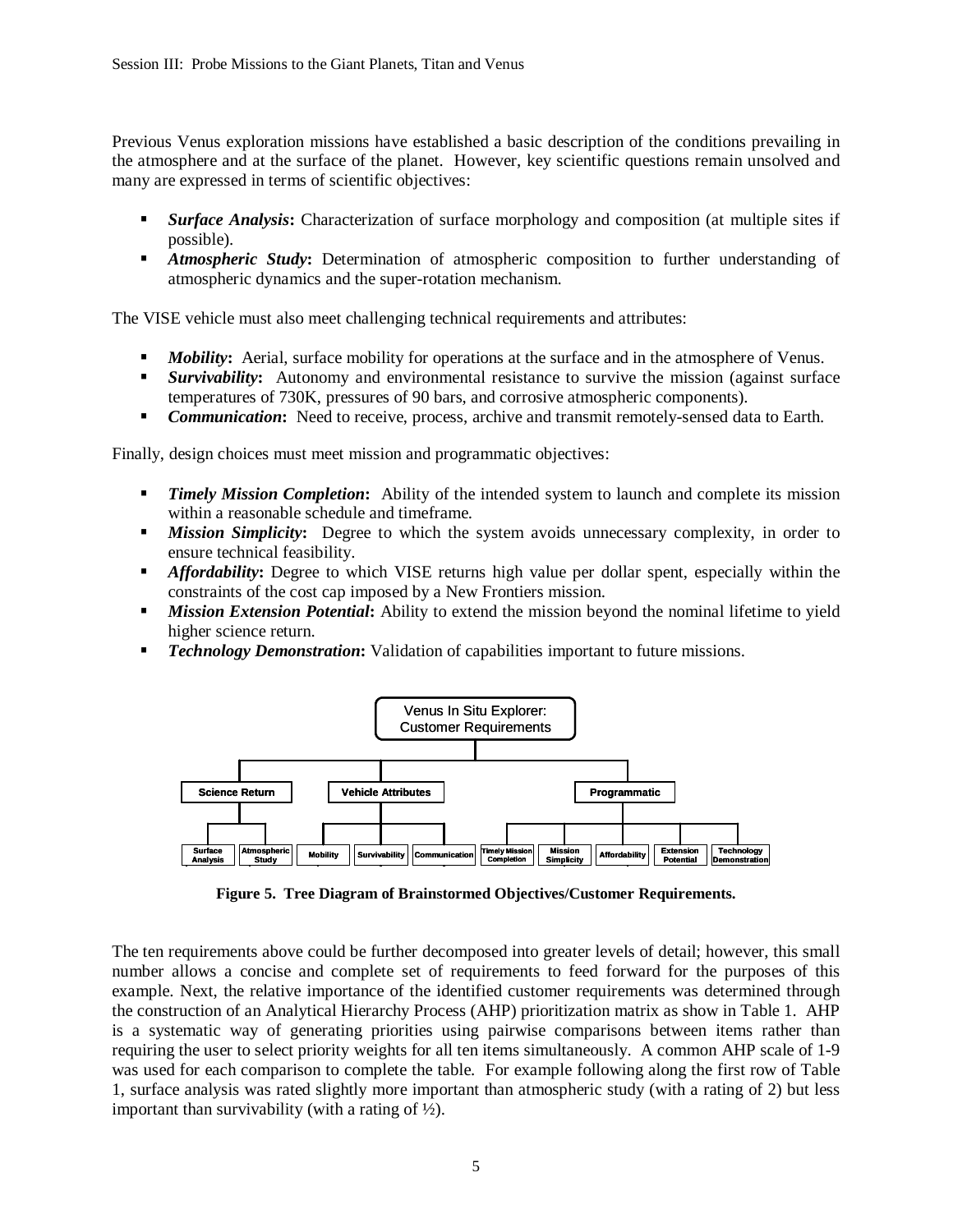Previous Venus exploration missions have established a basic description of the conditions prevailing in the atmosphere and at the surface of the planet. However, key scientific questions remain unsolved and many are expressed in terms of scientific objectives:

- ***Surface Analysis*:** Characterization of surface morphology and composition (at multiple sites if possible).
- ***Atmospheric Study*:** Determination of atmospheric composition to further understanding of atmospheric dynamics and the super-rotation mechanism.

The VISE vehicle must also meet challenging technical requirements and attributes:

- ***Mobility*:** Aerial, surface mobility for operations at the surface and in the atmosphere of Venus.
- ***Survivability*:** Autonomy and environmental resistance to survive the mission (against surface temperatures of 730K, pressures of 90 bars, and corrosive atmospheric components).
- ***Communication*:** Need to receive, process, archive and transmit remotely-sensed data to Earth.

Finally, design choices must meet mission and programmatic objectives:

- ***Timely Mission Completion*:** Ability of the intended system to launch and complete its mission within a reasonable schedule and timeframe.
- ***Mission Simplicity*:** Degree to which the system avoids unnecessary complexity, in order to ensure technical feasibility.
- ***Affordability*:** Degree to which VISE returns high value per dollar spent, especially within the constraints of the cost cap imposed by a New Frontiers mission.
- ***Mission Extension Potential*:** Ability to extend the mission beyond the nominal lifetime to yield higher science return.
- ***Technology Demonstration*:** Validation of capabilities important to future missions.

- Venus In Situ Explorer: Customer Requirements
  - Science Return
    - Surface Analysis
    - Atmospheric Study
  - Vehicle Attributes
    - Mobility
    - Survivability
    - Communication
  - Programmatic
    - Timely Mission Completion
    - Mission Simplicity
    - Affordability
    - Extension Potential
    - Technology Demonstration

**Figure 5. Tree Diagram of Brainstormed Objectives/Customer Requirements.**

The ten requirements above could be further decomposed into greater levels of detail; however, this small number allows a concise and complete set of requirements to feed forward for the purposes of this example. Next, the relative importance of the identified customer requirements was determined through the construction of an Analytical Hierarchy Process (AHP) prioritization matrix as show in Table 1. AHP is a systematic way of generating priorities using pairwise comparisons between items rather than requiring the user to select priority weights for all ten items simultaneously. A common AHP scale of 1-9 was used for each comparison to complete the table. For example following along the first row of Table 1, surface analysis was rated slightly more important than atmospheric study (with a rating of 2) but less important than survivability (with a rating of ½).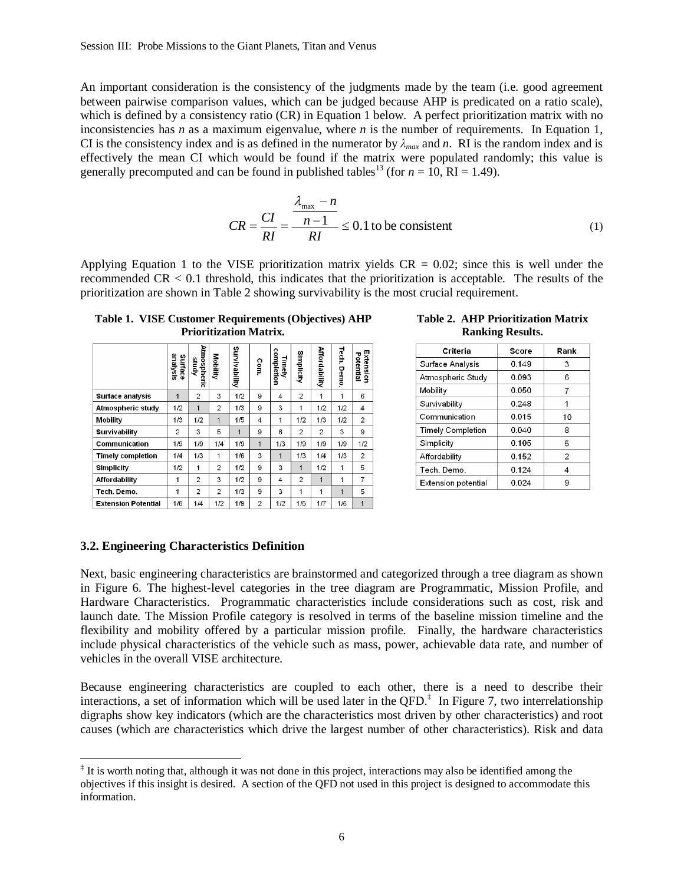An important consideration is the consistency of the judgments made by the team (i.e. good agreement between pairwise comparison values, which can be judged because AHP is predicated on a ratio scale), which is defined by a consistency ratio (CR) in Equation 1 below. A perfect prioritization matrix with no inconsistencies has $n$ as a maximum eigenvalue, where $n$ is the number of requirements. In Equation 1, CI is the consistency index and is as defined in the numerator by $\lambda_{max}$ and $n$. RI is the random index and is effectively the mean CI which would be found if the matrix were populated randomly; this value is generally precomputed and can be found in published tables[13] (for $n = 10$, RI = 1.49).

$$CR = \frac{CI}{RI} = \frac{\frac{\lambda_{\max} - n}{n-1}}{RI} \leq 0.1 \text{ to be consistent} \tag{1}$$

Applying Equation 1 to the VISE prioritization matrix yields CR = 0.02; since this is well under the recommended CR < 0.1 threshold, this indicates that the prioritization is acceptable. The results of the prioritization are shown in Table 2 showing survivability is the most crucial requirement.

**Table 1. VISE Customer Requirements (Objectives) AHP Prioritization Matrix.**

| | Surface analysis | Atmospheric study | Mobility | Survivability | Com. | Timely completion | Simplicity | Affordability | Tech. Demo. | Extension Potential |
|---|---|---|---|---|---|---|---|---|---|---|
| **Surface analysis** | 1 | 2 | 3 | 1/2 | 9 | 4 | 2 | 1 | 1 | 6 |
| **Atmospheric study** | 1/2 | 1 | 2 | 1/3 | 9 | 3 | 1 | 1/2 | 1/2 | 4 |
| **Mobility** | 1/3 | 1/2 | 1 | 1/5 | 4 | 1 | 1/2 | 1/3 | 1/2 | 2 |
| **Survivability** | 2 | 3 | 5 | 1 | 9 | 6 | 2 | 2 | 3 | 9 |
| **Communication** | 1/9 | 1/9 | 1/4 | 1/9 | 1 | 1/3 | 1/9 | 1/9 | 1/9 | 1/2 |
| **Timely completion** | 1/4 | 1/3 | 1 | 1/6 | 3 | 1 | 1/3 | 1/4 | 1/3 | 2 |
| **Simplicity** | 1/2 | 1 | 2 | 1/2 | 9 | 3 | 1 | 1/2 | 1 | 5 |
| **Affordability** | 1 | 2 | 3 | 1/2 | 9 | 4 | 2 | 1 | 1 | 7 |
| **Tech. Demo.** | 1 | 2 | 2 | 1/3 | 9 | 3 | 1 | 1 | 1 | 5 |
| **Extension Potential** | 1/6 | 1/4 | 1/2 | 1/9 | 2 | 1/2 | 1/5 | 1/7 | 1/5 | 1 |

**Table 2. AHP Prioritization Matrix Ranking Results.**

| Criteria | Score | Rank |
|---|---|---|
| Surface Analysis | 0.149 | 3 |
| Atmospheric Study | 0.093 | 6 |
| Mobility | 0.050 | 7 |
| Survivability | 0.248 | 1 |
| Communication | 0.015 | 10 |
| Timely Completion | 0.040 | 8 |
| Simplicity | 0.105 | 5 |
| Affordability | 0.152 | 2 |
| Tech. Demo. | 0.124 | 4 |
| Extension potential | 0.024 | 9 |

### 3.2. Engineering Characteristics Definition

Next, basic engineering characteristics are brainstormed and categorized through a tree diagram as shown in Figure 6. The highest-level categories in the tree diagram are Programmatic, Mission Profile, and Hardware Characteristics. Programmatic characteristics include considerations such as cost, risk and launch date. The Mission Profile category is resolved in terms of the baseline mission timeline and the flexibility and mobility offered by a particular mission profile. Finally, the hardware characteristics include physical characteristics of the vehicle such as mass, power, achievable data rate, and number of vehicles in the overall VISE architecture.

Because engineering characteristics are coupled to each other, there is a need to describe their interactions, a set of information which will be used later in the QFD.[‡] In Figure 7, two interrelationship digraphs show key indicators (which are the characteristics most driven by other characteristics) and root causes (which are characteristics which drive the largest number of other characteristics). Risk and data

[‡] It is worth noting that, although it was not done in this project, interactions may also be identified among the objectives if this insight is desired. A section of the QFD not used in this project is designed to accommodate this information.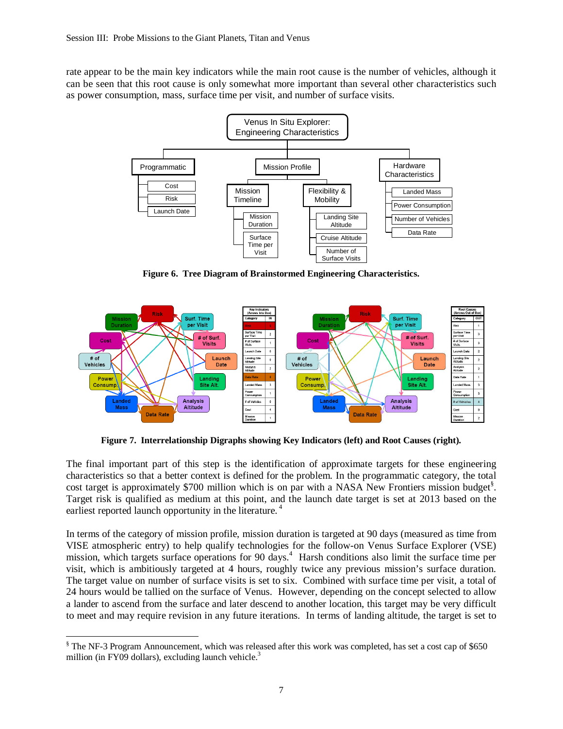rate appear to be the main key indicators while the main root cause is the number of vehicles, although it can be seen that this root cause is only somewhat more important than several other characteristics such as power consumption, mass, surface time per visit, and number of surface visits.

**Figure 6. Tree Diagram of Brainstormed Engineering Characteristics.**

**Figure 7. Interrelationship Digraphs showing Key Indicators (left) and Root Causes (right).**

The final important part of this step is the identification of approximate targets for these engineering characteristics so that a better context is defined for the problem. In the programmatic category, the total cost target is approximately \$700 million which is on par with a NASA New Frontiers mission budget[§]. Target risk is qualified as medium at this point, and the launch date target is set at 2013 based on the earliest reported launch opportunity in the literature.[4]

In terms of the category of mission profile, mission duration is targeted at 90 days (measured as time from VISE atmospheric entry) to help qualify technologies for the follow-on Venus Surface Explorer (VSE) mission, which targets surface operations for 90 days.[4] Harsh conditions also limit the surface time per visit, which is ambitiously targeted at 4 hours, roughly twice any previous mission's surface duration. The target value on number of surface visits is set to six. Combined with surface time per visit, a total of 24 hours would be tallied on the surface of Venus. However, depending on the concept selected to allow a lander to ascend from the surface and later descend to another location, this target may be very difficult to meet and may require revision in any future iterations. In terms of landing altitude, the target is set to

[§] The NF-3 Program Announcement, which was released after this work was completed, has set a cost cap of \$650 million (in FY09 dollars), excluding launch vehicle.[3]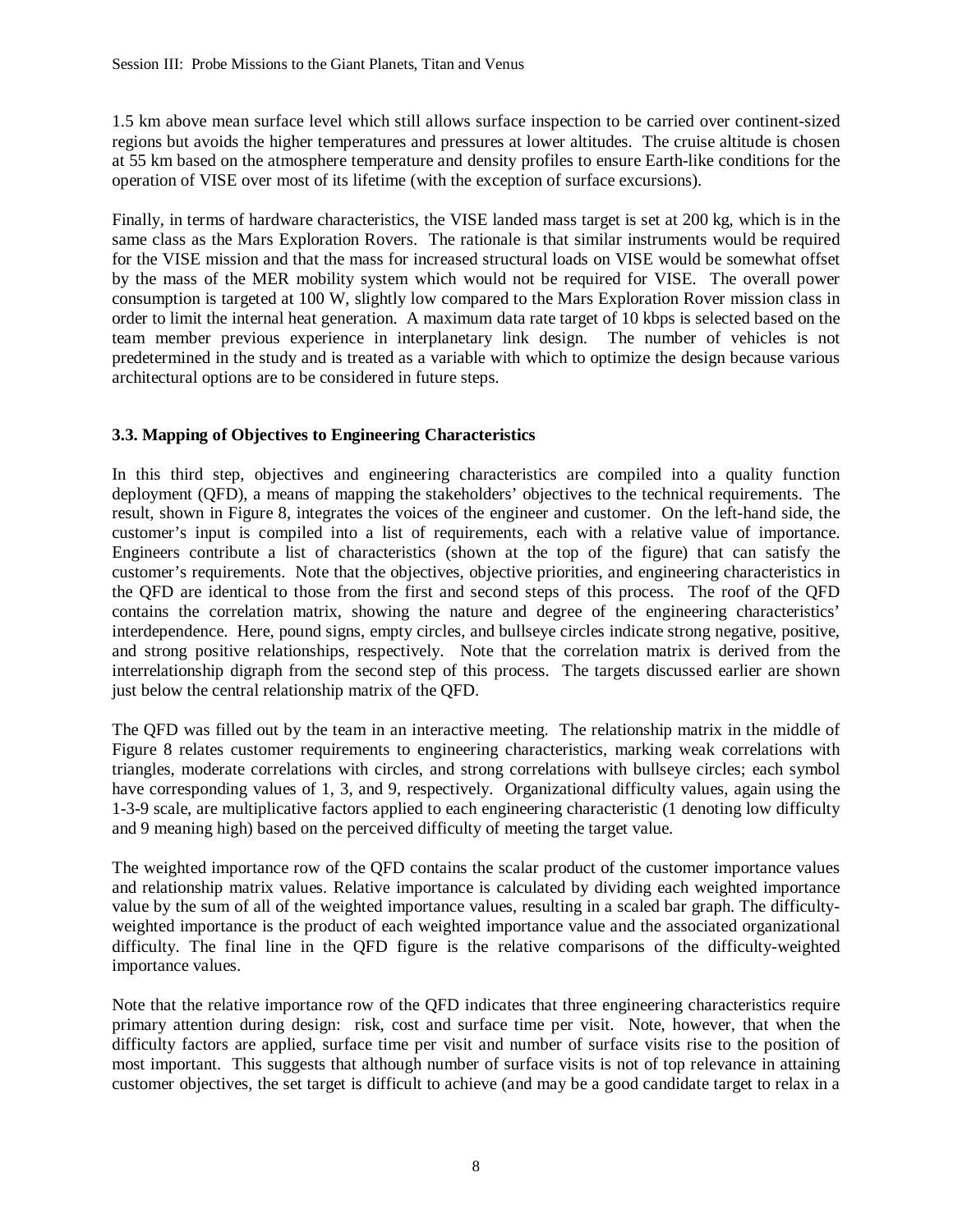1.5 km above mean surface level which still allows surface inspection to be carried over continent-sized regions but avoids the higher temperatures and pressures at lower altitudes. The cruise altitude is chosen at 55 km based on the atmosphere temperature and density profiles to ensure Earth-like conditions for the operation of VISE over most of its lifetime (with the exception of surface excursions).

Finally, in terms of hardware characteristics, the VISE landed mass target is set at 200 kg, which is in the same class as the Mars Exploration Rovers. The rationale is that similar instruments would be required for the VISE mission and that the mass for increased structural loads on VISE would be somewhat offset by the mass of the MER mobility system which would not be required for VISE. The overall power consumption is targeted at 100 W, slightly low compared to the Mars Exploration Rover mission class in order to limit the internal heat generation. A maximum data rate target of 10 kbps is selected based on the team member previous experience in interplanetary link design. The number of vehicles is not predetermined in the study and is treated as a variable with which to optimize the design because various architectural options are to be considered in future steps.

### 3.3. Mapping of Objectives to Engineering Characteristics

In this third step, objectives and engineering characteristics are compiled into a quality function deployment (QFD), a means of mapping the stakeholders' objectives to the technical requirements. The result, shown in Figure 8, integrates the voices of the engineer and customer. On the left-hand side, the customer's input is compiled into a list of requirements, each with a relative value of importance. Engineers contribute a list of characteristics (shown at the top of the figure) that can satisfy the customer's requirements. Note that the objectives, objective priorities, and engineering characteristics in the QFD are identical to those from the first and second steps of this process. The roof of the QFD contains the correlation matrix, showing the nature and degree of the engineering characteristics' interdependence. Here, pound signs, empty circles, and bullseye circles indicate strong negative, positive, and strong positive relationships, respectively. Note that the correlation matrix is derived from the interrelationship digraph from the second step of this process. The targets discussed earlier are shown just below the central relationship matrix of the QFD.

The QFD was filled out by the team in an interactive meeting. The relationship matrix in the middle of Figure 8 relates customer requirements to engineering characteristics, marking weak correlations with triangles, moderate correlations with circles, and strong correlations with bullseye circles; each symbol have corresponding values of 1, 3, and 9, respectively. Organizational difficulty values, again using the 1-3-9 scale, are multiplicative factors applied to each engineering characteristic (1 denoting low difficulty and 9 meaning high) based on the perceived difficulty of meeting the target value.

The weighted importance row of the QFD contains the scalar product of the customer importance values and relationship matrix values. Relative importance is calculated by dividing each weighted importance value by the sum of all of the weighted importance values, resulting in a scaled bar graph. The difficulty-weighted importance is the product of each weighted importance value and the associated organizational difficulty. The final line in the QFD figure is the relative comparisons of the difficulty-weighted importance values.

Note that the relative importance row of the QFD indicates that three engineering characteristics require primary attention during design: risk, cost and surface time per visit. Note, however, that when the difficulty factors are applied, surface time per visit and number of surface visits rise to the position of most important. This suggests that although number of surface visits is not of top relevance in attaining customer objectives, the set target is difficult to achieve (and may be a good candidate target to relax in a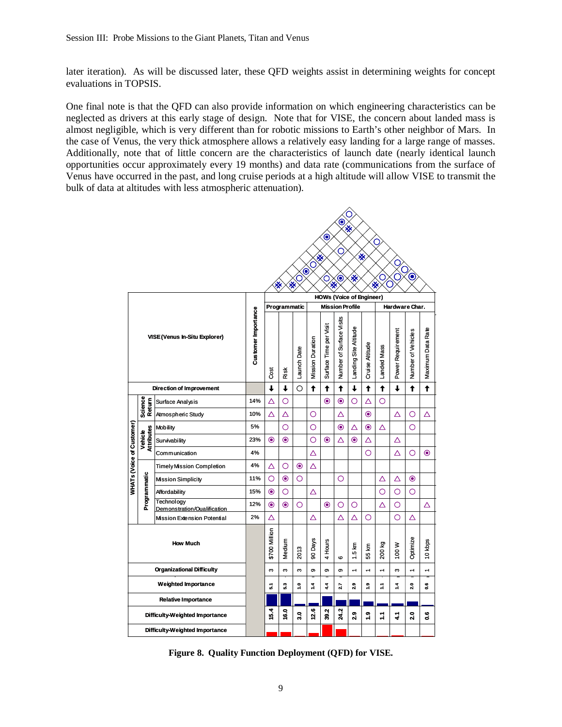later iteration). As will be discussed later, these QFD weights assist in determining weights for concept evaluations in TOPSIS.

One final note is that the QFD can also provide information on which engineering characteristics can be neglected as drivers at this early stage of design. Note that for VISE, the concern about landed mass is almost negligible, which is very different than for robotic missions to Earth's other neighbor of Mars. In the case of Venus, the very thick atmosphere allows a relatively easy landing for a large range of masses. Additionally, note that of little concern are the characteristics of launch date (nearly identical launch opportunities occur approximately every 19 months) and data rate (communications from the surface of Venus have occurred in the past, and long cruise periods at a high altitude will allow VISE to transmit the bulk of data at altitudes with less atmospheric attenuation).

| VISE (Venus In-Situ Explorer) | | | Customer Importance | Cost | Risk | Launch Date | Mission Duration | Surface Time per Visit | Number of Surface Visits | Landing Site Altitude | Cruise Altitude | Landed Mass | Power Requirement | Number of Vehicles | Maximum Data Rate |
|---|---|---|---|---|---|---|---|---|---|---|---|---|---|---|---|
| | | | | Programmatic | | | Mission Profile | | | | | Hardware Char. | | | |
| Direction of Improvement | | | | ↓ | ↓ | ○ | ↑ | ↑ | ↑ | ↓ | ↑ | ↑ | ↓ | ↑ | ↑ |
| WHATs (Voice of Customer) | Science Return | Surface Analysis | 14% | △ | ○ | | | ◉ | ◉ | ○ | △ | ○ | | | |
| | | Atmospheric Study | 10% | △ | △ | | ○ | | △ | | ◉ | | △ | ○ | △ |
| | Vehicle Attributes | Mobility | 5% | | ○ | | ○ | | ◉ | △ | ◉ | △ | | ○ | |
| | | Survivability | 23% | ◉ | ◉ | | ○ | ◉ | △ | ◉ | △ | | △ | | |
| | | Communication | 4% | | | | △ | | | | ○ | | △ | ○ | ◉ |
| | Programmatic | Timely Mission Completion | 4% | △ | ○ | ◉ | △ | | | | | | | | |
| | | Mission Simplicity | 11% | ○ | ◉ | ○ | | | ○ | | | △ | △ | ◉ | |
| | | Affordability | 15% | ◉ | ○ | | △ | | | | | ○ | ○ | ○ | |
| | | Technology Demonstration/Qualification | 12% | ◉ | ◉ | ○ | | ◉ | ○ | ○ | | △ | ○ | | △ |
| | | Mission Extension Potential | 2% | △ | | | △ | | △ | △ | ○ | | ○ | △ | |
| How Much | | | | $700 Million | Medium | 2013 | 90 Days | 4 Hours | 6 | 1.5 km | 55 km | 200 kg | 100 W | Optimize | 10 kbps |
| Organizational Difficulty | | | | 3 | 3 | 3 | 9 | 9 | 9 | 1 | 1 | 1 | 3 | 1 | 1 |
| Weighted Importance | | | | 5.1 | 5.3 | 1.0 | 1.4 | 4.4 | 2.7 | 2.9 | 1.9 | 1.1 | 1.4 | 2.0 | 0.6 |
| Difficulty-Weighted Importance | | | | 15.4 | 16.0 | 3.0 | 12.6 | 39.2 | 24.2 | 2.9 | 1.9 | 1.1 | 4.1 | 2.0 | 0.6 |

**Figure 8. Quality Function Deployment (QFD) for VISE.**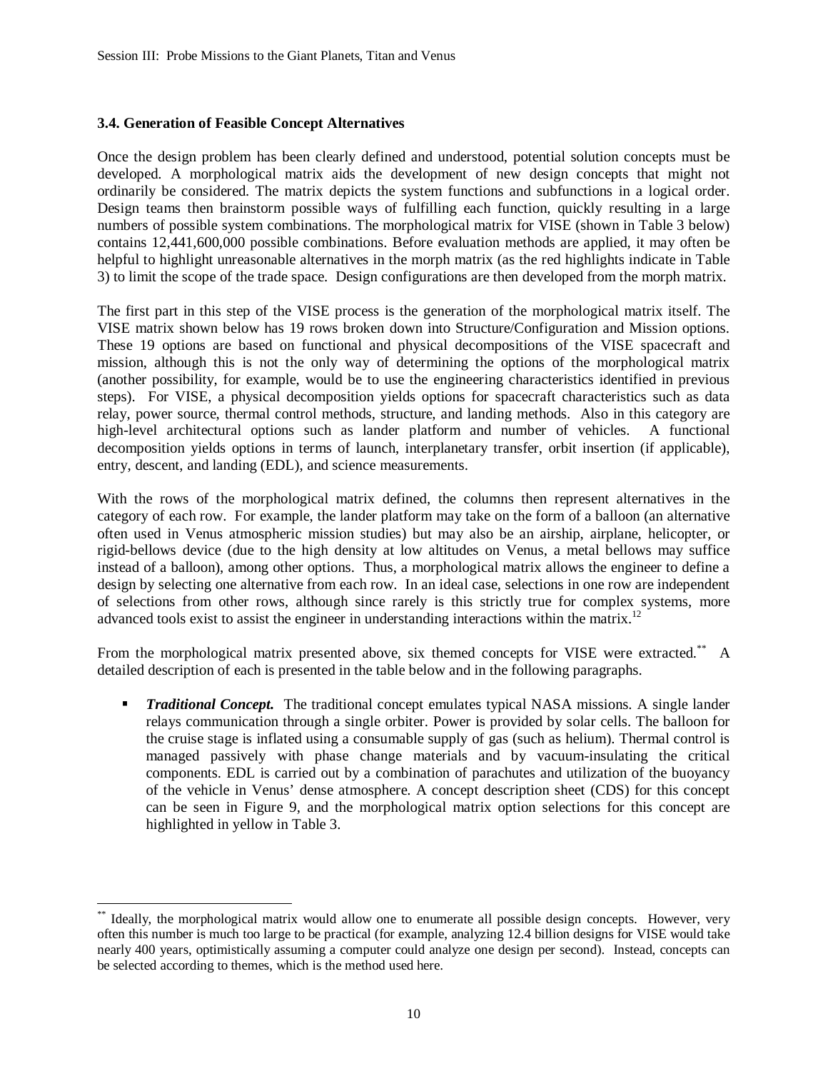### 3.4. Generation of Feasible Concept Alternatives

Once the design problem has been clearly defined and understood, potential solution concepts must be developed. A morphological matrix aids the development of new design concepts that might not ordinarily be considered. The matrix depicts the system functions and subfunctions in a logical order. Design teams then brainstorm possible ways of fulfilling each function, quickly resulting in a large numbers of possible system combinations. The morphological matrix for VISE (shown in Table 3 below) contains 12,441,600,000 possible combinations. Before evaluation methods are applied, it may often be helpful to highlight unreasonable alternatives in the morph matrix (as the red highlights indicate in Table 3) to limit the scope of the trade space. Design configurations are then developed from the morph matrix.

The first part in this step of the VISE process is the generation of the morphological matrix itself. The VISE matrix shown below has 19 rows broken down into Structure/Configuration and Mission options. These 19 options are based on functional and physical decompositions of the VISE spacecraft and mission, although this is not the only way of determining the options of the morphological matrix (another possibility, for example, would be to use the engineering characteristics identified in previous steps). For VISE, a physical decomposition yields options for spacecraft characteristics such as data relay, power source, thermal control methods, structure, and landing methods. Also in this category are high-level architectural options such as lander platform and number of vehicles. A functional decomposition yields options in terms of launch, interplanetary transfer, orbit insertion (if applicable), entry, descent, and landing (EDL), and science measurements.

With the rows of the morphological matrix defined, the columns then represent alternatives in the category of each row. For example, the lander platform may take on the form of a balloon (an alternative often used in Venus atmospheric mission studies) but may also be an airship, airplane, helicopter, or rigid-bellows device (due to the high density at low altitudes on Venus, a metal bellows may suffice instead of a balloon), among other options. Thus, a morphological matrix allows the engineer to define a design by selecting one alternative from each row. In an ideal case, selections in one row are independent of selections from other rows, although since rarely is this strictly true for complex systems, more advanced tools exist to assist the engineer in understanding interactions within the matrix.[12]

From the morphological matrix presented above, six themed concepts for VISE were extracted.[**] A detailed description of each is presented in the table below and in the following paragraphs.

- ***Traditional Concept.*** The traditional concept emulates typical NASA missions. A single lander relays communication through a single orbiter. Power is provided by solar cells. The balloon for the cruise stage is inflated using a consumable supply of gas (such as helium). Thermal control is managed passively with phase change materials and by vacuum-insulating the critical components. EDL is carried out by a combination of parachutes and utilization of the buoyancy of the vehicle in Venus' dense atmosphere. A concept description sheet (CDS) for this concept can be seen in Figure 9, and the morphological matrix option selections for this concept are highlighted in yellow in Table 3.

---

[**] Ideally, the morphological matrix would allow one to enumerate all possible design concepts. However, very often this number is much too large to be practical (for example, analyzing 12.4 billion designs for VISE would take nearly 400 years, optimistically assuming a computer could analyze one design per second). Instead, concepts can be selected according to themes, which is the method used here.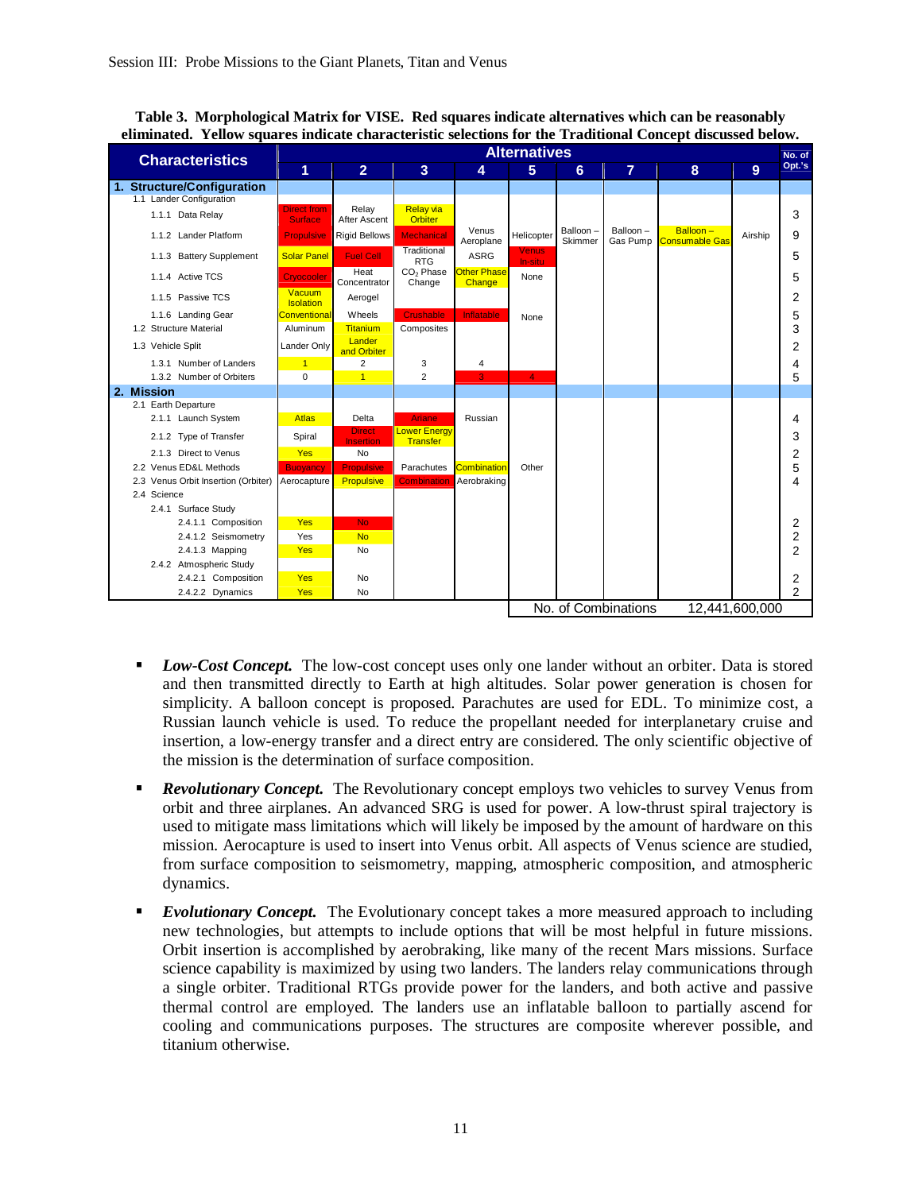**Table 3. Morphological Matrix for VISE. Red squares indicate alternatives which can be reasonably eliminated. Yellow squares indicate characteristic selections for the Traditional Concept discussed below.**

| Characteristics | Alternatives | | | | | | | | | No. of Opt.'s |
|---|---|---|---|---|---|---|---|---|---|---|
| | 1 | 2 | 3 | 4 | 5 | 6 | 7 | 8 | 9 | |
| **1. Structure/Configuration** | | | | | | | | | | |
| 1.1 Lander Configuration | | | | | | | | | | |
| 1.1.1 Data Relay | Direct from Surface | Relay After Ascent | Relay via Orbiter | | | | | | | 3 |
| 1.1.2 Lander Platform | Propulsive | Rigid Bellows | Mechanical | Venus Aeroplane | Helicopter | Balloon – Skimmer | Balloon – Gas Pump | Balloon – Consumable Gas | Airship | 9 |
| 1.1.3 Battery Supplement | Solar Panel | Fuel Cell | Traditional RTG | ASRG | Venus In-situ | | | | | 5 |
| 1.1.4 Active TCS | Cryocooler | Heat Concentrator | $CO_2$ Phase Change | Other Phase Change | None | | | | | 5 |
| 1.1.5 Passive TCS | Vacuum Isolation | Aerogel | | | | | | | | 2 |
| 1.1.6 Landing Gear | Conventional | Wheels | Crushable | Inflatable | None | | | | | 5 |
| 1.2 Structure Material | Aluminum | Titanium | Composites | | | | | | | 3 |
| 1.3 Vehicle Split | Lander Only | Lander and Orbiter | | | | | | | | 2 |
| 1.3.1 Number of Landers | 1 | 2 | 3 | 4 | | | | | | 4 |
| 1.3.2 Number of Orbiters | 0 | 1 | 2 | 3 | 4 | | | | | 5 |
| **2. Mission** | | | | | | | | | | |
| 2.1 Earth Departure | | | | | | | | | | |
| 2.1.1 Launch System | Atlas | Delta | Ariane | Russian | | | | | | 4 |
| 2.1.2 Type of Transfer | Spiral | Direct Insertion | Lower Energy Transfer | | | | | | | 3 |
| 2.1.3 Direct to Venus | Yes | No | | | | | | | | 2 |
| 2.2 Venus ED&L Methods | Buoyancy | Propulsive | Parachutes | Combination | Other | | | | | 5 |
| 2.3 Venus Orbit Insertion (Orbiter) | Aerocapture | Propulsive | Combination | Aerobraking | | | | | | 4 |
| 2.4 Science | | | | | | | | | | |
| 2.4.1 Surface Study | | | | | | | | | | |
| 2.4.1.1 Composition | Yes | No | | | | | | | | 2 |
| 2.4.1.2 Seismometry | Yes | No | | | | | | | | 2 |
| 2.4.1.3 Mapping | Yes | No | | | | | | | | 2 |
| 2.4.2 Atmospheric Study | | | | | | | | | | |
| 2.4.2.1 Composition | Yes | No | | | | | | | | 2 |
| 2.4.2.2 Dynamics | Yes | No | | | | | | | | 2 |
| | | | | | No. of Combinations | | | 12,441,600,000 | | |

- ***Low-Cost Concept.*** The low-cost concept uses only one lander without an orbiter. Data is stored and then transmitted directly to Earth at high altitudes. Solar power generation is chosen for simplicity. A balloon concept is proposed. Parachutes are used for EDL. To minimize cost, a Russian launch vehicle is used. To reduce the propellant needed for interplanetary cruise and insertion, a low-energy transfer and a direct entry are considered. The only scientific objective of the mission is the determination of surface composition.

- ***Revolutionary Concept.*** The Revolutionary concept employs two vehicles to survey Venus from orbit and three airplanes. An advanced SRG is used for power. A low-thrust spiral trajectory is used to mitigate mass limitations which will likely be imposed by the amount of hardware on this mission. Aerocapture is used to insert into Venus orbit. All aspects of Venus science are studied, from surface composition to seismometry, mapping, atmospheric composition, and atmospheric dynamics.

- ***Evolutionary Concept.*** The Evolutionary concept takes a more measured approach to including new technologies, but attempts to include options that will be most helpful in future missions. Orbit insertion is accomplished by aerobraking, like many of the recent Mars missions. Surface science capability is maximized by using two landers. The landers relay communications through a single orbiter. Traditional RTGs provide power for the landers, and both active and passive thermal control are employed. The landers use an inflatable balloon to partially ascend for cooling and communications purposes. The structures are composite wherever possible, and titanium otherwise.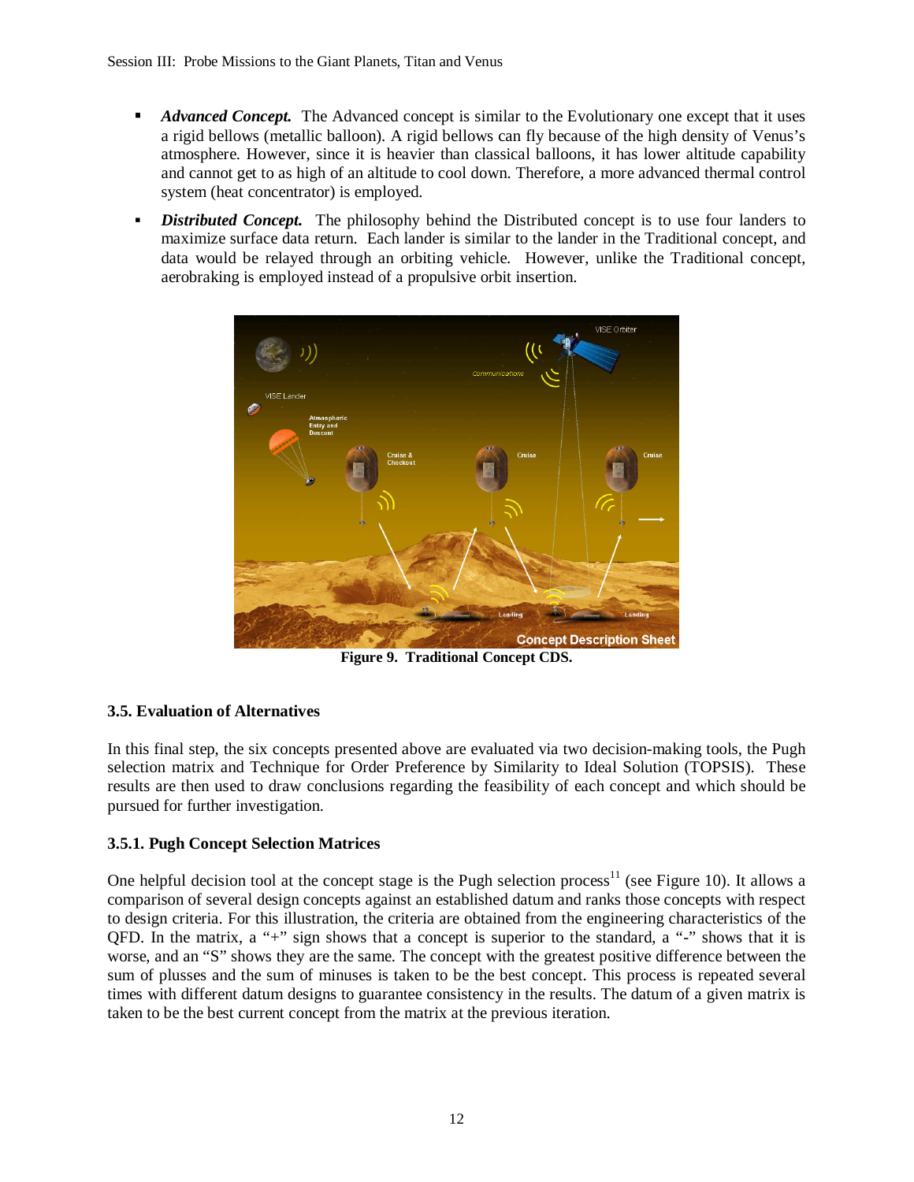- ***Advanced Concept.*** The Advanced concept is similar to the Evolutionary one except that it uses a rigid bellows (metallic balloon). A rigid bellows can fly because of the high density of Venus's atmosphere. However, since it is heavier than classical balloons, it has lower altitude capability and cannot get to as high of an altitude to cool down. Therefore, a more advanced thermal control system (heat concentrator) is employed.
- ***Distributed Concept.*** The philosophy behind the Distributed concept is to use four landers to maximize surface data return. Each lander is similar to the lander in the Traditional concept, and data would be relayed through an orbiting vehicle. However, unlike the Traditional concept, aerobraking is employed instead of a propulsive orbit insertion.

**Figure 9. Traditional Concept CDS.**

### 3.5. Evaluation of Alternatives

In this final step, the six concepts presented above are evaluated via two decision-making tools, the Pugh selection matrix and Technique for Order Preference by Similarity to Ideal Solution (TOPSIS). These results are then used to draw conclusions regarding the feasibility of each concept and which should be pursued for further investigation.

#### 3.5.1. Pugh Concept Selection Matrices

One helpful decision tool at the concept stage is the Pugh selection process[11] (see Figure 10). It allows a comparison of several design concepts against an established datum and ranks those concepts with respect to design criteria. For this illustration, the criteria are obtained from the engineering characteristics of the QFD. In the matrix, a "+" sign shows that a concept is superior to the standard, a "-" shows that it is worse, and an "S" shows they are the same. The concept with the greatest positive difference between the sum of plusses and the sum of minuses is taken to be the best concept. This process is repeated several times with different datum designs to guarantee consistency in the results. The datum of a given matrix is taken to be the best current concept from the matrix at the previous iteration.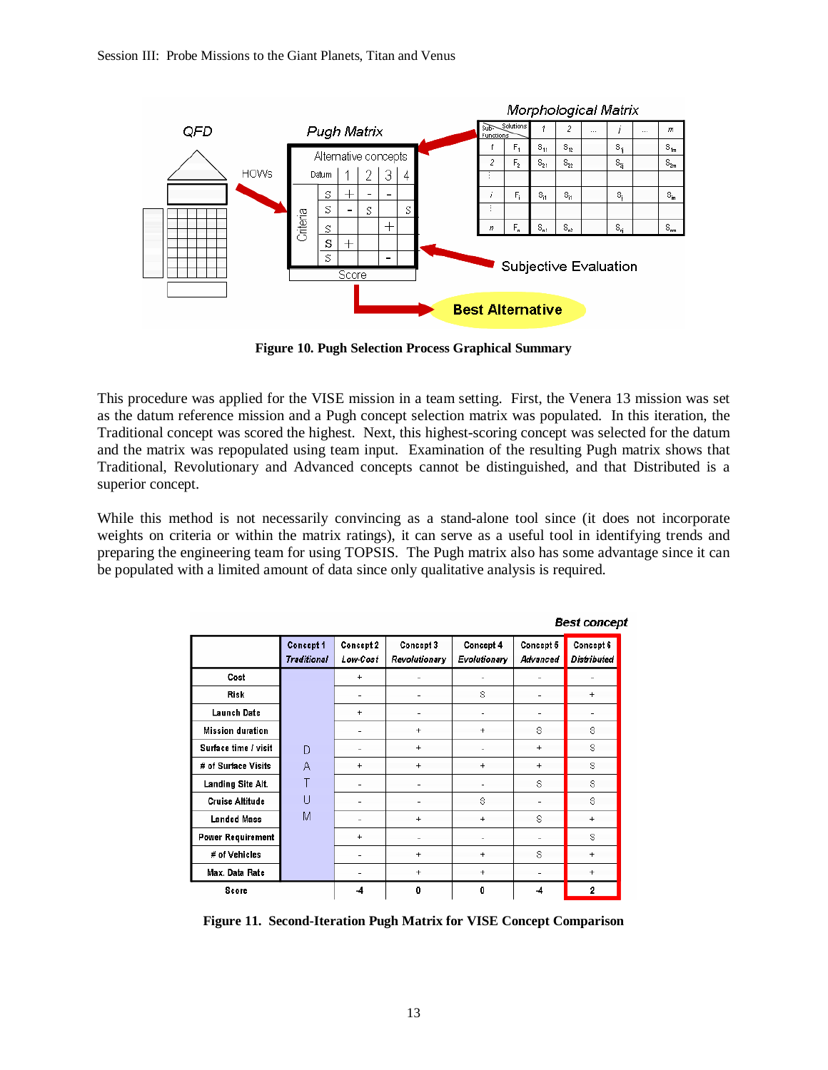Figure 10. Pugh Selection Process Graphical Summary

This procedure was applied for the VISE mission in a team setting. First, the Venera 13 mission was set as the datum reference mission and a Pugh concept selection matrix was populated. In this iteration, the Traditional concept was scored the highest. Next, this highest-scoring concept was selected for the datum and the matrix was repopulated using team input. Examination of the resulting Pugh matrix shows that Traditional, Revolutionary and Advanced concepts cannot be distinguished, and that Distributed is a superior concept.

While this method is not necessarily convincing as a stand-alone tool since (it does not incorporate weights on criteria or within the matrix ratings), it can serve as a useful tool in identifying trends and preparing the engineering team for using TOPSIS. The Pugh matrix also has some advantage since it can be populated with a limited amount of data since only qualitative analysis is required.

| | Concept 1 *Traditional* | Concept 2 *Low-Cost* | Concept 3 *Revolutionary* | Concept 4 *Evolutionary* | Concept 5 *Advanced* | Concept 6 *Distributed* (Best concept) |
|---|---|---|---|---|---|---|
| Cost | DATUM | + | - | - | - | - |
| Risk | | - | - | S | - | + |
| Launch Date | | + | - | - | - | - |
| Mission duration | | - | + | + | S | S |
| Surface time / visit | | - | + | - | + | S |
| # of Surface Visits | | + | + | + | + | S |
| Landing Site Alt. | | - | - | - | S | S |
| Cruise Altitude | | - | - | S | - | S |
| Landed Mass | | - | + | + | S | + |
| Power Requirement | | + | - | - | - | S |
| # of Vehicles | | - | + | + | S | + |
| Max. Data Rate | | - | + | + | - | + |
| Score | | -4 | 0 | 0 | -4 | 2 |

Figure 11. Second-Iteration Pugh Matrix for VISE Concept Comparison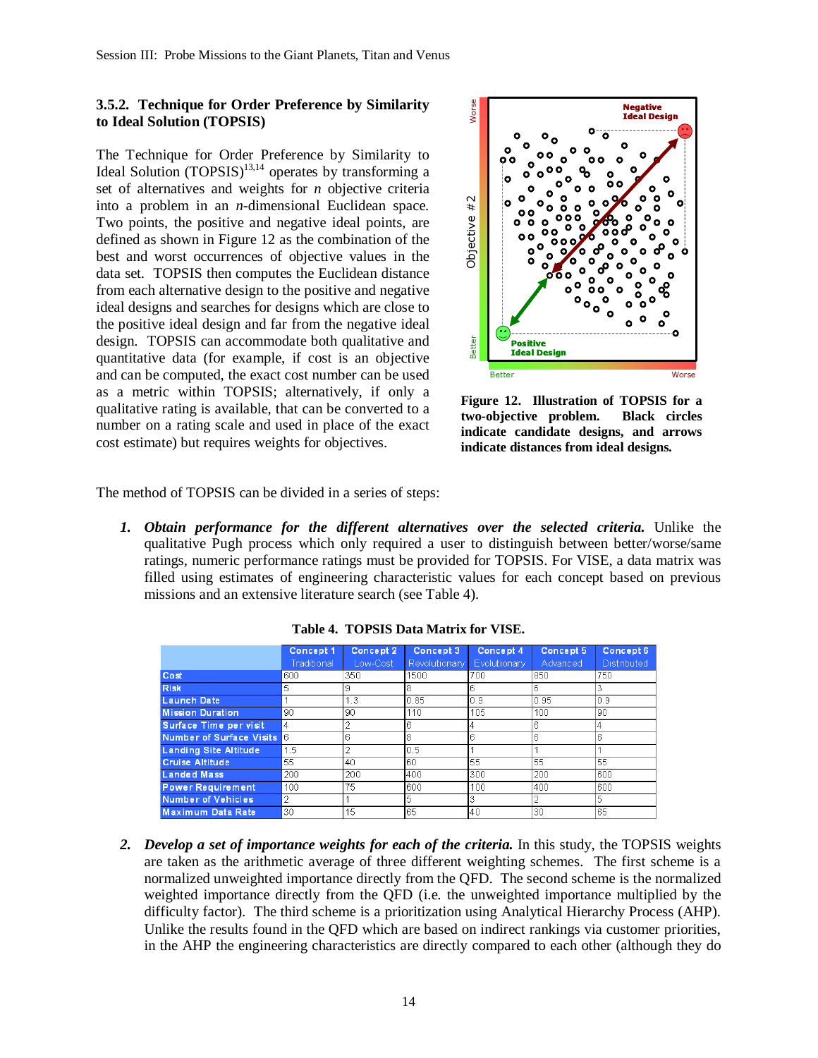### 3.5.2. Technique for Order Preference by Similarity to Ideal Solution (TOPSIS)

The Technique for Order Preference by Similarity to Ideal Solution (TOPSIS)[13,14] operates by transforming a set of alternatives and weights for *n* objective criteria into a problem in an *n*-dimensional Euclidean space. Two points, the positive and negative ideal points, are defined as shown in Figure 12 as the combination of the best and worst occurrences of objective values in the data set. TOPSIS then computes the Euclidean distance from each alternative design to the positive and negative ideal designs and searches for designs which are close to the positive ideal design and far from the negative ideal design. TOPSIS can accommodate both qualitative and quantitative data (for example, if cost is an objective and can be computed, the exact cost number can be used as a metric within TOPSIS; alternatively, if only a qualitative rating is available, that can be converted to a number on a rating scale and used in place of the exact cost estimate) but requires weights for objectives.

**Figure 12. Illustration of TOPSIS for a two-objective problem. Black circles indicate candidate designs, and arrows indicate distances from ideal designs.**

The method of TOPSIS can be divided in a series of steps:

1. ***Obtain performance for the different alternatives over the selected criteria.*** Unlike the qualitative Pugh process which only required a user to distinguish between better/worse/same ratings, numeric performance ratings must be provided for TOPSIS. For VISE, a data matrix was filled using estimates of engineering characteristic values for each concept based on previous missions and an extensive literature search (see Table 4).

**Table 4. TOPSIS Data Matrix for VISE.**

| | Concept 1 Traditional | Concept 2 Low-Cost | Concept 3 Revolutionary | Concept 4 Evolutionary | Concept 5 Advanced | Concept 6 Distributed |
|---|---|---|---|---|---|---|
| Cost | 600 | 350 | 1500 | 700 | 850 | 750 |
| Risk | 5 | 9 | 8 | 6 | 6 | 3 |
| Launch Date | 1 | 1.3 | 0.85 | 0.9 | 0.95 | 0.9 |
| Mission Duration | 90 | 90 | 110 | 105 | 100 | 90 |
| Surface Time per visit | 4 | 2 | 6 | 4 | 6 | 4 |
| Number of Surface Visits | 6 | 6 | 8 | 6 | 6 | 6 |
| Landing Site Altitude | 1.5 | 2 | 0.5 | 1 | 1 | 1 |
| Cruise Altitude | 55 | 40 | 60 | 55 | 55 | 55 |
| Landed Mass | 200 | 200 | 400 | 300 | 200 | 600 |
| Power Requirement | 100 | 75 | 600 | 100 | 400 | 600 |
| Number of Vehicles | 2 | 1 | 5 | 3 | 2 | 5 |
| Maximum Data Rate | 30 | 15 | 65 | 40 | 30 | 65 |

2. ***Develop a set of importance weights for each of the criteria.*** In this study, the TOPSIS weights are taken as the arithmetic average of three different weighting schemes. The first scheme is a normalized unweighted importance directly from the QFD. The second scheme is the normalized weighted importance directly from the QFD (i.e. the unweighted importance multiplied by the difficulty factor). The third scheme is a prioritization using Analytical Hierarchy Process (AHP). Unlike the results found in the QFD which are based on indirect rankings via customer priorities, in the AHP the engineering characteristics are directly compared to each other (although they do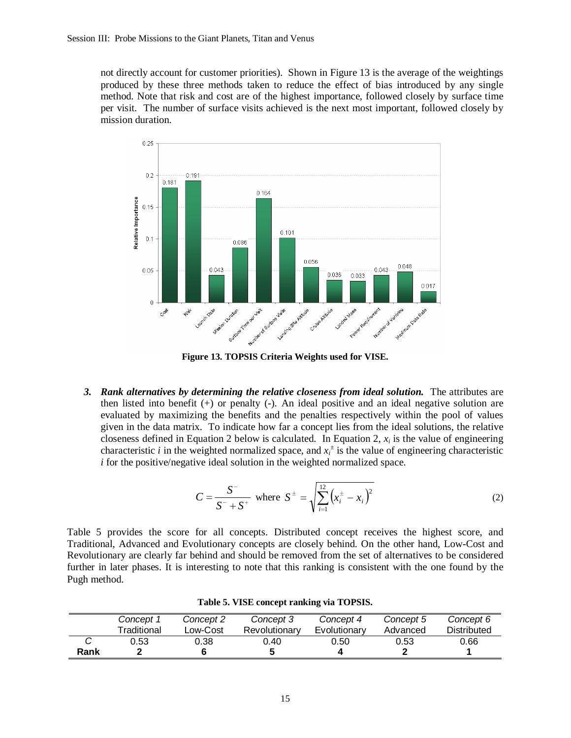not directly account for customer priorities). Shown in Figure 13 is the average of the weightings produced by these three methods taken to reduce the effect of bias introduced by any single method. Note that risk and cost are of the highest importance, followed closely by surface time per visit. The number of surface visits achieved is the next most important, followed closely by mission duration.

**Figure 13. TOPSIS Criteria Weights used for VISE.**

3. ***Rank alternatives by determining the relative closeness from ideal solution.*** The attributes are then listed into benefit (+) or penalty (-). An ideal positive and an ideal negative solution are evaluated by maximizing the benefits and the penalties respectively within the pool of values given in the data matrix. To indicate how far a concept lies from the ideal solutions, the relative closeness defined in Equation 2 below is calculated. In Equation 2, $x_i$ is the value of engineering characteristic $i$ in the weighted normalized space, and $x_i^{\pm}$ is the value of engineering characteristic $i$ for the positive/negative ideal solution in the weighted normalized space.

$$C = \frac{S^-}{S^- + S^+} \text{ where } S^{\pm} = \sqrt{\sum_{i=1}^{12}\left(x_i^{\pm} - x_i\right)^2} \tag{2}$$

Table 5 provides the score for all concepts. Distributed concept receives the highest score, and Traditional, Advanced and Evolutionary concepts are closely behind. On the other hand, Low-Cost and Revolutionary are clearly far behind and should be removed from the set of alternatives to be considered further in later phases. It is interesting to note that this ranking is consistent with the one found by the Pugh method.

**Table 5. VISE concept ranking via TOPSIS.**

| | *Concept 1* Traditional | *Concept 2* Low-Cost | *Concept 3* Revolutionary | *Concept 4* Evolutionary | *Concept 5* Advanced | *Concept 6* Distributed |
|---|---|---|---|---|---|---|
| *C* | 0.53 | 0.38 | 0.40 | 0.50 | 0.53 | 0.66 |
| **Rank** | **2** | **6** | **5** | **4** | **2** | **1** |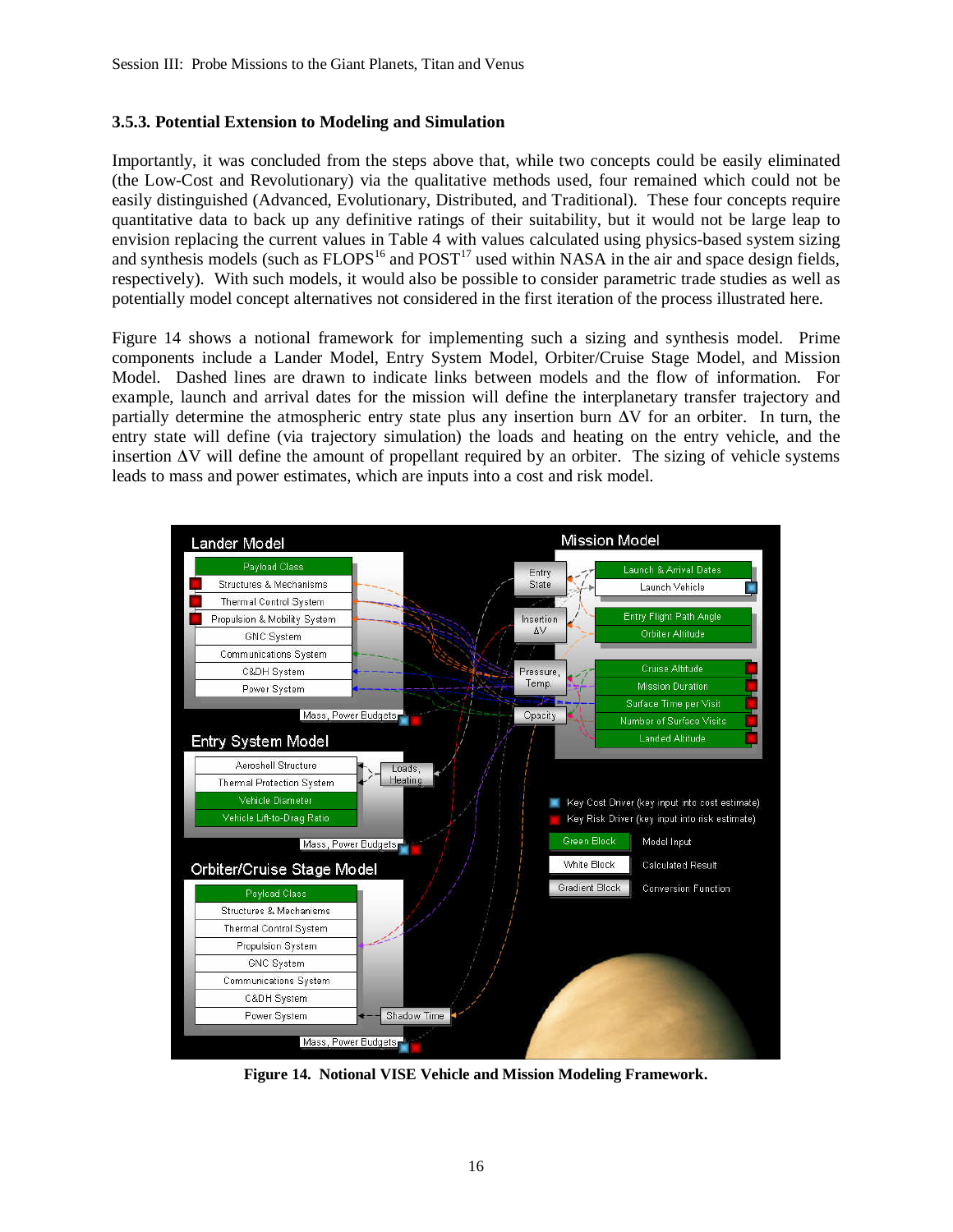### 3.5.3. Potential Extension to Modeling and Simulation

Importantly, it was concluded from the steps above that, while two concepts could be easily eliminated (the Low-Cost and Revolutionary) via the qualitative methods used, four remained which could not be easily distinguished (Advanced, Evolutionary, Distributed, and Traditional). These four concepts require quantitative data to back up any definitive ratings of their suitability, but it would not be large leap to envision replacing the current values in Table 4 with values calculated using physics-based system sizing and synthesis models (such as FLOPS[16] and POST[17] used within NASA in the air and space design fields, respectively). With such models, it would also be possible to consider parametric trade studies as well as potentially model concept alternatives not considered in the first iteration of the process illustrated here.

Figure 14 shows a notional framework for implementing such a sizing and synthesis model. Prime components include a Lander Model, Entry System Model, Orbiter/Cruise Stage Model, and Mission Model. Dashed lines are drawn to indicate links between models and the flow of information. For example, launch and arrival dates for the mission will define the interplanetary transfer trajectory and partially determine the atmospheric entry state plus any insertion burn $\Delta V$ for an orbiter. In turn, the entry state will define (via trajectory simulation) the loads and heating on the entry vehicle, and the insertion $\Delta V$ will define the amount of propellant required by an orbiter. The sizing of vehicle systems leads to mass and power estimates, which are inputs into a cost and risk model.

**Figure 14. Notional VISE Vehicle and Mission Modeling Framework.**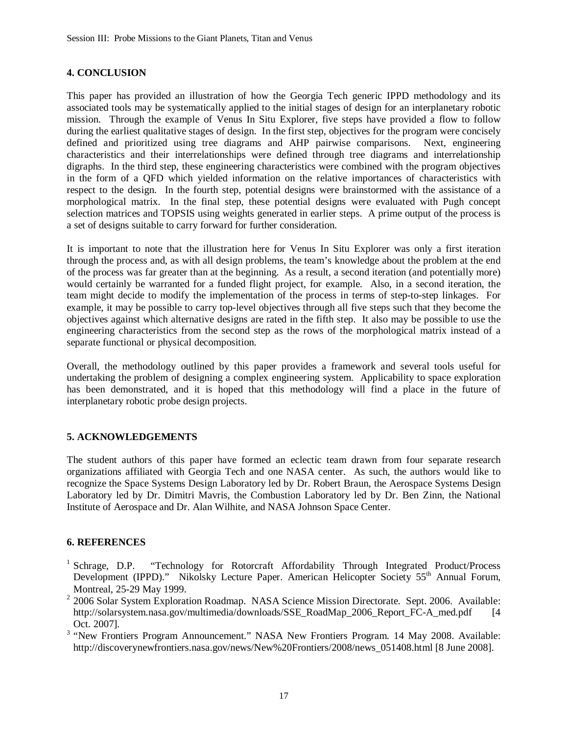## 4. CONCLUSION

This paper has provided an illustration of how the Georgia Tech generic IPPD methodology and its associated tools may be systematically applied to the initial stages of design for an interplanetary robotic mission. Through the example of Venus In Situ Explorer, five steps have provided a flow to follow during the earliest qualitative stages of design. In the first step, objectives for the program were concisely defined and prioritized using tree diagrams and AHP pairwise comparisons. Next, engineering characteristics and their interrelationships were defined through tree diagrams and interrelationship digraphs. In the third step, these engineering characteristics were combined with the program objectives in the form of a QFD which yielded information on the relative importances of characteristics with respect to the design. In the fourth step, potential designs were brainstormed with the assistance of a morphological matrix. In the final step, these potential designs were evaluated with Pugh concept selection matrices and TOPSIS using weights generated in earlier steps. A prime output of the process is a set of designs suitable to carry forward for further consideration.

It is important to note that the illustration here for Venus In Situ Explorer was only a first iteration through the process and, as with all design problems, the team's knowledge about the problem at the end of the process was far greater than at the beginning. As a result, a second iteration (and potentially more) would certainly be warranted for a funded flight project, for example. Also, in a second iteration, the team might decide to modify the implementation of the process in terms of step-to-step linkages. For example, it may be possible to carry top-level objectives through all five steps such that they become the objectives against which alternative designs are rated in the fifth step. It also may be possible to use the engineering characteristics from the second step as the rows of the morphological matrix instead of a separate functional or physical decomposition.

Overall, the methodology outlined by this paper provides a framework and several tools useful for undertaking the problem of designing a complex engineering system. Applicability to space exploration has been demonstrated, and it is hoped that this methodology will find a place in the future of interplanetary robotic probe design projects.

## 5. ACKNOWLEDGEMENTS

The student authors of this paper have formed an eclectic team drawn from four separate research organizations affiliated with Georgia Tech and one NASA center. As such, the authors would like to recognize the Space Systems Design Laboratory led by Dr. Robert Braun, the Aerospace Systems Design Laboratory led by Dr. Dimitri Mavris, the Combustion Laboratory led by Dr. Ben Zinn, the National Institute of Aerospace and Dr. Alan Wilhite, and NASA Johnson Space Center.

## 6. REFERENCES

[1] Schrage, D.P. "Technology for Rotorcraft Affordability Through Integrated Product/Process Development (IPPD)." Nikolsky Lecture Paper. American Helicopter Society 55th Annual Forum, Montreal, 25-29 May 1999.

[2] 2006 Solar System Exploration Roadmap. NASA Science Mission Directorate. Sept. 2006. Available: http://solarsystem.nasa.gov/multimedia/downloads/SSE_RoadMap_2006_Report_FC-A_med.pdf [4 Oct. 2007].

[3] "New Frontiers Program Announcement." NASA New Frontiers Program. 14 May 2008. Available: http://discoverynewfrontiers.nasa.gov/news/New%20Frontiers/2008/news_051408.html [8 June 2008].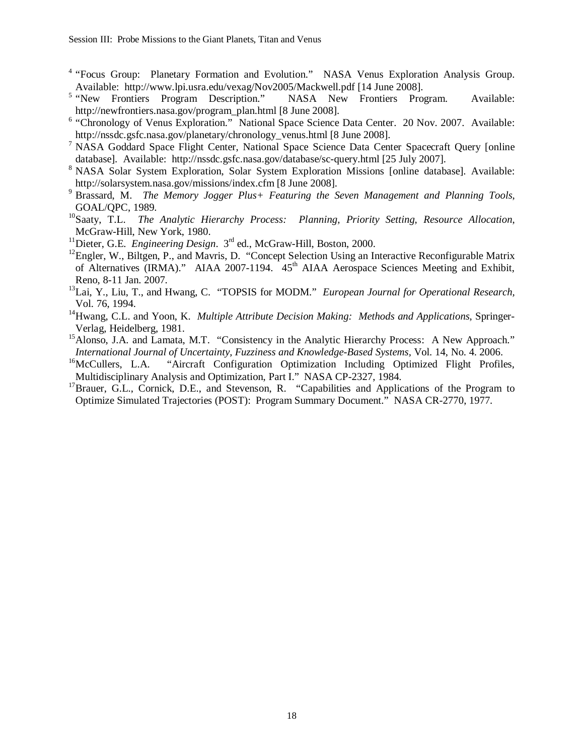[4] "Focus Group: Planetary Formation and Evolution." NASA Venus Exploration Analysis Group. Available: http://www.lpi.usra.edu/vexag/Nov2005/Mackwell.pdf [14 June 2008].

[5] "New Frontiers Program Description." NASA New Frontiers Program. Available: http://newfrontiers.nasa.gov/program_plan.html [8 June 2008].

[6] "Chronology of Venus Exploration." National Space Science Data Center. 20 Nov. 2007. Available: http://nssdc.gsfc.nasa.gov/planetary/chronology_venus.html [8 June 2008].

[7] NASA Goddard Space Flight Center, National Space Science Data Center Spacecraft Query [online database]. Available: http://nssdc.gsfc.nasa.gov/database/sc-query.html [25 July 2007].

[8] NASA Solar System Exploration, Solar System Exploration Missions [online database]. Available: http://solarsystem.nasa.gov/missions/index.cfm [8 June 2008].

[9] Brassard, M. *The Memory Jogger Plus+ Featuring the Seven Management and Planning Tools*, GOAL/QPC, 1989.

[10] Saaty, T.L. *The Analytic Hierarchy Process: Planning, Priority Setting, Resource Allocation*, McGraw-Hill, New York, 1980.

[11] Dieter, G.E. *Engineering Design*. 3rd ed., McGraw-Hill, Boston, 2000.

[12] Engler, W., Biltgen, P., and Mavris, D. "Concept Selection Using an Interactive Reconfigurable Matrix of Alternatives (IRMA)." AIAA 2007-1194. 45th AIAA Aerospace Sciences Meeting and Exhibit, Reno, 8-11 Jan. 2007.

[13] Lai, Y., Liu, T., and Hwang, C. "TOPSIS for MODM." *European Journal for Operational Research*, Vol. 76, 1994.

[14] Hwang, C.L. and Yoon, K. *Multiple Attribute Decision Making: Methods and Applications*, Springer-Verlag, Heidelberg, 1981.

[15] Alonso, J.A. and Lamata, M.T. "Consistency in the Analytic Hierarchy Process: A New Approach." *International Journal of Uncertainty, Fuzziness and Knowledge-Based Systems*, Vol. 14, No. 4. 2006.

[16] McCullers, L.A. "Aircraft Configuration Optimization Including Optimized Flight Profiles, Multidisciplinary Analysis and Optimization, Part I." NASA CP-2327, 1984.

[17] Brauer, G.L., Cornick, D.E., and Stevenson, R. "Capabilities and Applications of the Program to Optimize Simulated Trajectories (POST): Program Summary Document." NASA CR-2770, 1977.